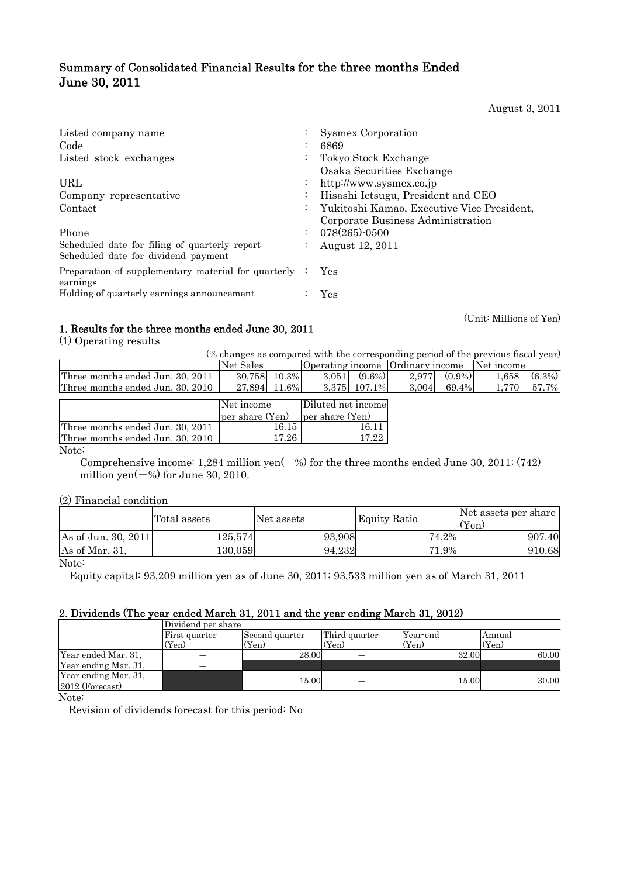# Summary of Consolidated Financial Results for the three months Ended June 30, 2011

August 3, 2011

| | | |
|---|---|---|
| Listed company name | : | Sysmex Corporation |
| Code | : | 6869 |
| Listed stock exchanges | : | Tokyo Stock Exchange<br>Osaka Securities Exchange |
| URL | : | http://www.sysmex.co.jp |
| Company representative | : | Hisashi Ietsugu, President and CEO |
| Contact | : | Yukitoshi Kamao, Executive Vice President, Corporate Business Administration |
| Phone | : | 078(265)-0500 |
| Scheduled date for filing of quarterly report | : | August 12, 2011 |
| Scheduled date for dividend payment | | — |
| Preparation of supplementary material for quarterly earnings | : | Yes |
| Holding of quarterly earnings announcement | : | Yes |

(Unit: Millions of Yen)

## 1. Results for the three months ended June 30, 2011

(1) Operating results

(% changes as compared with the corresponding period of the previous fiscal year)

| | Net Sales | | Operating income | | Ordinary income | | Net income | |
|---|---|---|---|---|---|---|---|---|
| Three months ended Jun. 30, 2011 | 30,758 | 10.3% | 3,051 | (9.6%) | 2,977 | (0.9%) | 1,658 | (6.3%) |
| Three months ended Jun. 30, 2010 | 27,894 | 11.6% | 3,375 | 107.1% | 3,004 | 69.4% | 1,770 | 57.7% |

| | Net income per share (Yen) | Diluted net income per share (Yen) |
|---|---|---|
| Three months ended Jun. 30, 2011 | 16.15 | 16.11 |
| Three months ended Jun. 30, 2010 | 17.26 | 17.22 |

Note:

Comprehensive income: 1,284 million yen(—%) for the three months ended June 30, 2011; (742) million yen(—%) for June 30, 2010.

(2) Financial condition

| | Total assets | Net assets | Equity Ratio | Net assets per share (Yen) |
|---|---|---|---|---|
| As of Jun. 30, 2011 | 125,574 | 93,908 | 74.2% | 907.40 |
| As of Mar. 31, | 130,059 | 94,232 | 71.9% | 910.68 |

Note:

Equity capital: 93,209 million yen as of June 30, 2011; 93,533 million yen as of March 31, 2011

## 2. Dividends (The year ended March 31, 2011 and the year ending March 31, 2012)

| | Dividend per share | | | | |
|---|---|---|---|---|---|
| | First quarter (Yen) | Second quarter (Yen) | Third quarter (Yen) | Year-end (Yen) | Annual (Yen) |
| Year ended Mar. 31, | — | 28.00 | — | 32.00 | 60.00 |
| Year ending Mar. 31, | — | | | | |
| Year ending Mar. 31, 2012 (Forecast) | | 15.00 | — | 15.00 | 30.00 |

Note:

Revision of dividends forecast for this period: No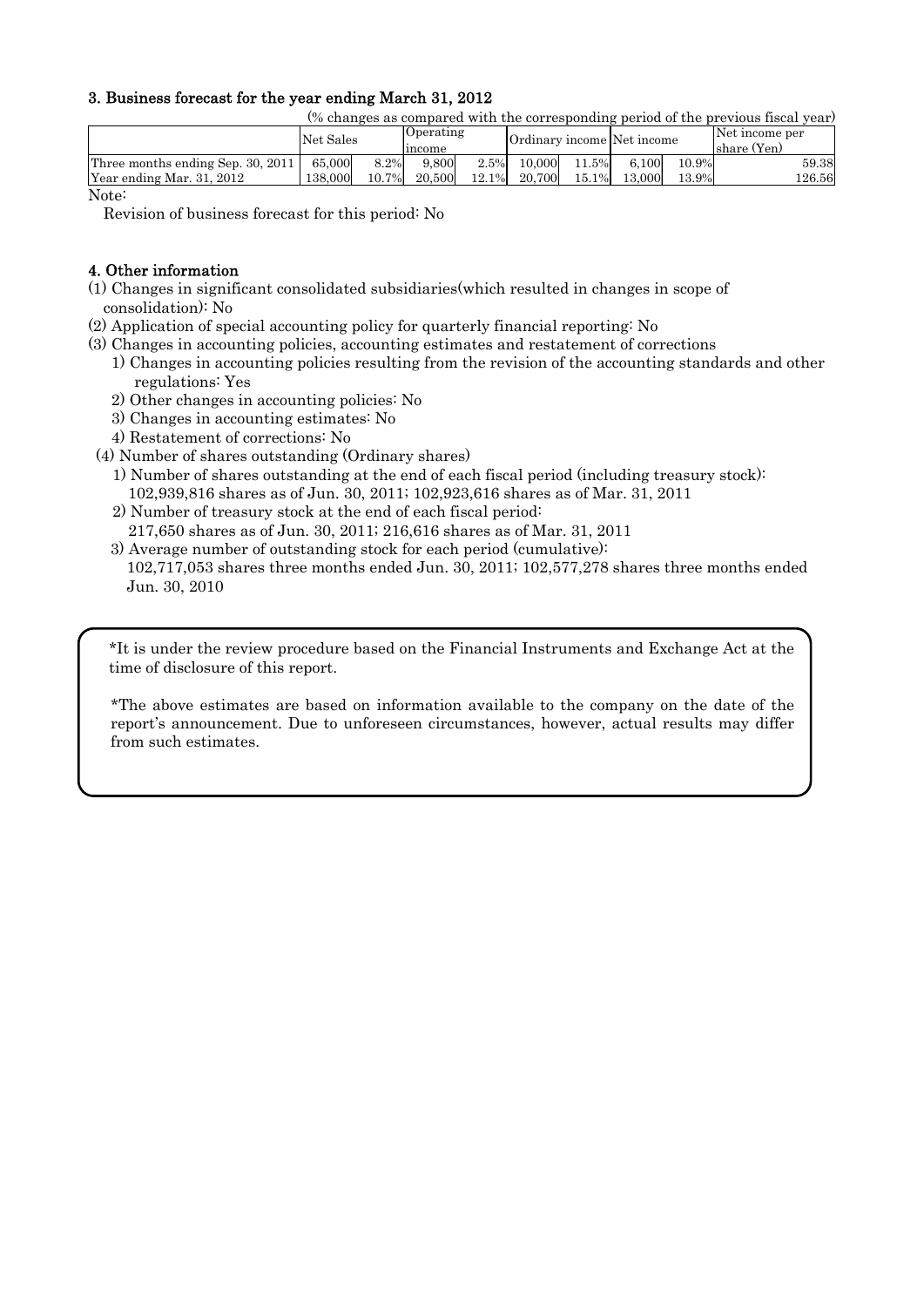### 3. Business forecast for the year ending March 31, 2012

(% changes as compared with the corresponding period of the previous fiscal year)

| | Net Sales | | Operating income | | Ordinary income | | Net income | | Net income per share (Yen) |
|---|---|---|---|---|---|---|---|---|---|
| Three months ending Sep. 30, 2011 | 65,000 | 8.2% | 9,800 | 2.5% | 10,000 | 11.5% | 6,100 | 10.9% | 59.38 |
| Year ending Mar. 31, 2012 | 138,000 | 10.7% | 20,500 | 12.1% | 20,700 | 15.1% | 13,000 | 13.9% | 126.56 |

Note:

Revision of business forecast for this period: No

### 4. Other information

(1) Changes in significant consolidated subsidiaries(which resulted in changes in scope of consolidation): No

(2) Application of special accounting policy for quarterly financial reporting: No

(3) Changes in accounting policies, accounting estimates and restatement of corrections
  1) Changes in accounting policies resulting from the revision of the accounting standards and other regulations: Yes
  2) Other changes in accounting policies: No
  3) Changes in accounting estimates: No
  4) Restatement of corrections: No

(4) Number of shares outstanding (Ordinary shares)
  1) Number of shares outstanding at the end of each fiscal period (including treasury stock):
  102,939,816 shares as of Jun. 30, 2011; 102,923,616 shares as of Mar. 31, 2011
  2) Number of treasury stock at the end of each fiscal period:
  217,650 shares as of Jun. 30, 2011; 216,616 shares as of Mar. 31, 2011
  3) Average number of outstanding stock for each period (cumulative):
  102,717,053 shares three months ended Jun. 30, 2011; 102,577,278 shares three months ended Jun. 30, 2010

*It is under the review procedure based on the Financial Instruments and Exchange Act at the time of disclosure of this report.

*The above estimates are based on information available to the company on the date of the report's announcement. Due to unforeseen circumstances, however, actual results may differ from such estimates.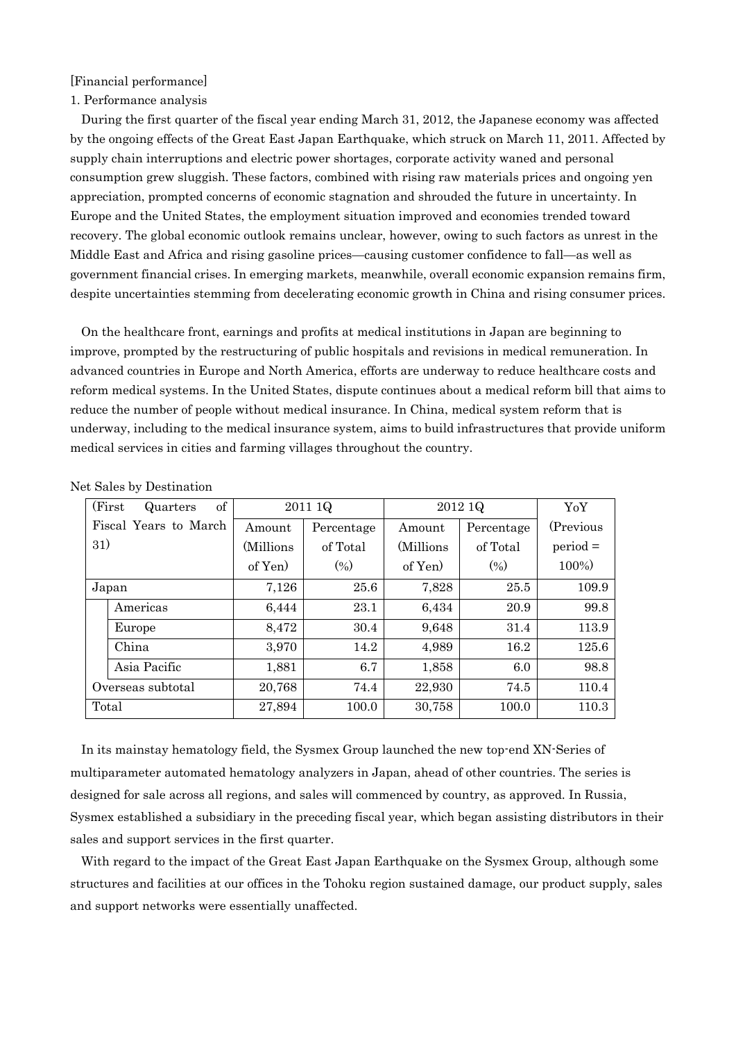[Financial performance]

1. Performance analysis

During the first quarter of the fiscal year ending March 31, 2012, the Japanese economy was affected by the ongoing effects of the Great East Japan Earthquake, which struck on March 11, 2011. Affected by supply chain interruptions and electric power shortages, corporate activity waned and personal consumption grew sluggish. These factors, combined with rising raw materials prices and ongoing yen appreciation, prompted concerns of economic stagnation and shrouded the future in uncertainty. In Europe and the United States, the employment situation improved and economies trended toward recovery. The global economic outlook remains unclear, however, owing to such factors as unrest in the Middle East and Africa and rising gasoline prices—causing customer confidence to fall—as well as government financial crises. In emerging markets, meanwhile, overall economic expansion remains firm, despite uncertainties stemming from decelerating economic growth in China and rising consumer prices.

On the healthcare front, earnings and profits at medical institutions in Japan are beginning to improve, prompted by the restructuring of public hospitals and revisions in medical remuneration. In advanced countries in Europe and North America, efforts are underway to reduce healthcare costs and reform medical systems. In the United States, dispute continues about a medical reform bill that aims to reduce the number of people without medical insurance. In China, medical system reform that is underway, including to the medical insurance system, aims to build infrastructures that provide uniform medical services in cities and farming villages throughout the country.

Net Sales by Destination

| (First Quarters of Fiscal Years to March 31) | | 2011 1Q | | 2012 1Q | | YoY |
|---|---|---|---|---|---|---|
| | | Amount (Millions of Yen) | Percentage of Total (%) | Amount (Millions of Yen) | Percentage of Total (%) | (Previous period = 100%) |
| Japan | | 7,126 | 25.6 | 7,828 | 25.5 | 109.9 |
| | Americas | 6,444 | 23.1 | 6,434 | 20.9 | 99.8 |
| | Europe | 8,472 | 30.4 | 9,648 | 31.4 | 113.9 |
| | China | 3,970 | 14.2 | 4,989 | 16.2 | 125.6 |
| | Asia Pacific | 1,881 | 6.7 | 1,858 | 6.0 | 98.8 |
| Overseas subtotal | | 20,768 | 74.4 | 22,930 | 74.5 | 110.4 |
| Total | | 27,894 | 100.0 | 30,758 | 100.0 | 110.3 |

In its mainstay hematology field, the Sysmex Group launched the new top-end XN-Series of multiparameter automated hematology analyzers in Japan, ahead of other countries. The series is designed for sale across all regions, and sales will commenced by country, as approved. In Russia, Sysmex established a subsidiary in the preceding fiscal year, which began assisting distributors in their sales and support services in the first quarter.

With regard to the impact of the Great East Japan Earthquake on the Sysmex Group, although some structures and facilities at our offices in the Tohoku region sustained damage, our product supply, sales and support networks were essentially unaffected.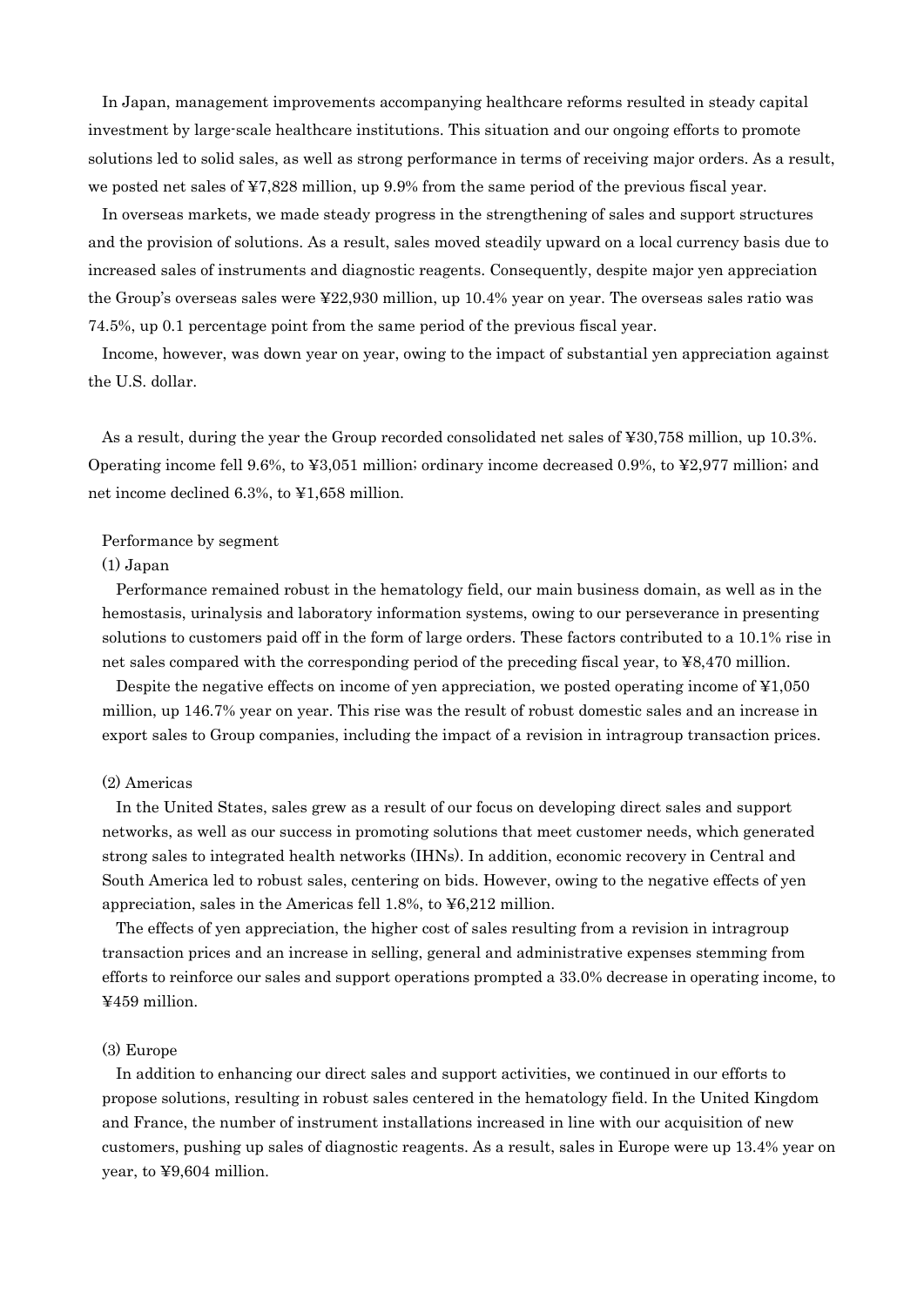In Japan, management improvements accompanying healthcare reforms resulted in steady capital investment by large-scale healthcare institutions. This situation and our ongoing efforts to promote solutions led to solid sales, as well as strong performance in terms of receiving major orders. As a result, we posted net sales of ¥7,828 million, up 9.9% from the same period of the previous fiscal year.

In overseas markets, we made steady progress in the strengthening of sales and support structures and the provision of solutions. As a result, sales moved steadily upward on a local currency basis due to increased sales of instruments and diagnostic reagents. Consequently, despite major yen appreciation the Group's overseas sales were ¥22,930 million, up 10.4% year on year. The overseas sales ratio was 74.5%, up 0.1 percentage point from the same period of the previous fiscal year.

Income, however, was down year on year, owing to the impact of substantial yen appreciation against the U.S. dollar.

As a result, during the year the Group recorded consolidated net sales of ¥30,758 million, up 10.3%. Operating income fell 9.6%, to ¥3,051 million; ordinary income decreased 0.9%, to ¥2,977 million; and net income declined 6.3%, to ¥1,658 million.

Performance by segment

(1) Japan

Performance remained robust in the hematology field, our main business domain, as well as in the hemostasis, urinalysis and laboratory information systems, owing to our perseverance in presenting solutions to customers paid off in the form of large orders. These factors contributed to a 10.1% rise in net sales compared with the corresponding period of the preceding fiscal year, to ¥8,470 million.

Despite the negative effects on income of yen appreciation, we posted operating income of ¥1,050 million, up 146.7% year on year. This rise was the result of robust domestic sales and an increase in export sales to Group companies, including the impact of a revision in intragroup transaction prices.

(2) Americas

In the United States, sales grew as a result of our focus on developing direct sales and support networks, as well as our success in promoting solutions that meet customer needs, which generated strong sales to integrated health networks (IHNs). In addition, economic recovery in Central and South America led to robust sales, centering on bids. However, owing to the negative effects of yen appreciation, sales in the Americas fell 1.8%, to ¥6,212 million.

The effects of yen appreciation, the higher cost of sales resulting from a revision in intragroup transaction prices and an increase in selling, general and administrative expenses stemming from efforts to reinforce our sales and support operations prompted a 33.0% decrease in operating income, to ¥459 million.

(3) Europe

In addition to enhancing our direct sales and support activities, we continued in our efforts to propose solutions, resulting in robust sales centered in the hematology field. In the United Kingdom and France, the number of instrument installations increased in line with our acquisition of new customers, pushing up sales of diagnostic reagents. As a result, sales in Europe were up 13.4% year on year, to ¥9,604 million.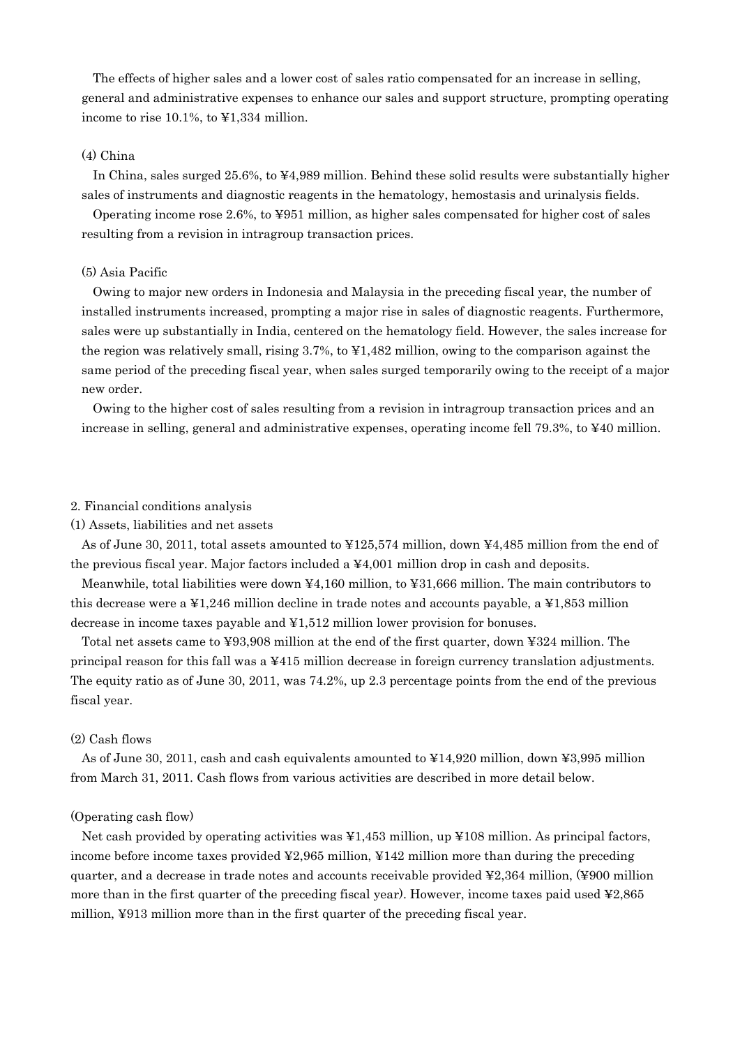The effects of higher sales and a lower cost of sales ratio compensated for an increase in selling, general and administrative expenses to enhance our sales and support structure, prompting operating income to rise 10.1%, to ¥1,334 million.

(4) China

In China, sales surged 25.6%, to ¥4,989 million. Behind these solid results were substantially higher sales of instruments and diagnostic reagents in the hematology, hemostasis and urinalysis fields.

Operating income rose 2.6%, to ¥951 million, as higher sales compensated for higher cost of sales resulting from a revision in intragroup transaction prices.

(5) Asia Pacific

Owing to major new orders in Indonesia and Malaysia in the preceding fiscal year, the number of installed instruments increased, prompting a major rise in sales of diagnostic reagents. Furthermore, sales were up substantially in India, centered on the hematology field. However, the sales increase for the region was relatively small, rising 3.7%, to ¥1,482 million, owing to the comparison against the same period of the preceding fiscal year, when sales surged temporarily owing to the receipt of a major new order.

Owing to the higher cost of sales resulting from a revision in intragroup transaction prices and an increase in selling, general and administrative expenses, operating income fell 79.3%, to ¥40 million.

2. Financial conditions analysis

(1) Assets, liabilities and net assets

As of June 30, 2011, total assets amounted to ¥125,574 million, down ¥4,485 million from the end of the previous fiscal year. Major factors included a ¥4,001 million drop in cash and deposits.

Meanwhile, total liabilities were down ¥4,160 million, to ¥31,666 million. The main contributors to this decrease were a ¥1,246 million decline in trade notes and accounts payable, a ¥1,853 million decrease in income taxes payable and ¥1,512 million lower provision for bonuses.

Total net assets came to ¥93,908 million at the end of the first quarter, down ¥324 million. The principal reason for this fall was a ¥415 million decrease in foreign currency translation adjustments. The equity ratio as of June 30, 2011, was 74.2%, up 2.3 percentage points from the end of the previous fiscal year.

(2) Cash flows

As of June 30, 2011, cash and cash equivalents amounted to ¥14,920 million, down ¥3,995 million from March 31, 2011. Cash flows from various activities are described in more detail below.

(Operating cash flow)

Net cash provided by operating activities was ¥1,453 million, up ¥108 million. As principal factors, income before income taxes provided ¥2,965 million, ¥142 million more than during the preceding quarter, and a decrease in trade notes and accounts receivable provided ¥2,364 million, (¥900 million more than in the first quarter of the preceding fiscal year). However, income taxes paid used ¥2,865 million, ¥913 million more than in the first quarter of the preceding fiscal year.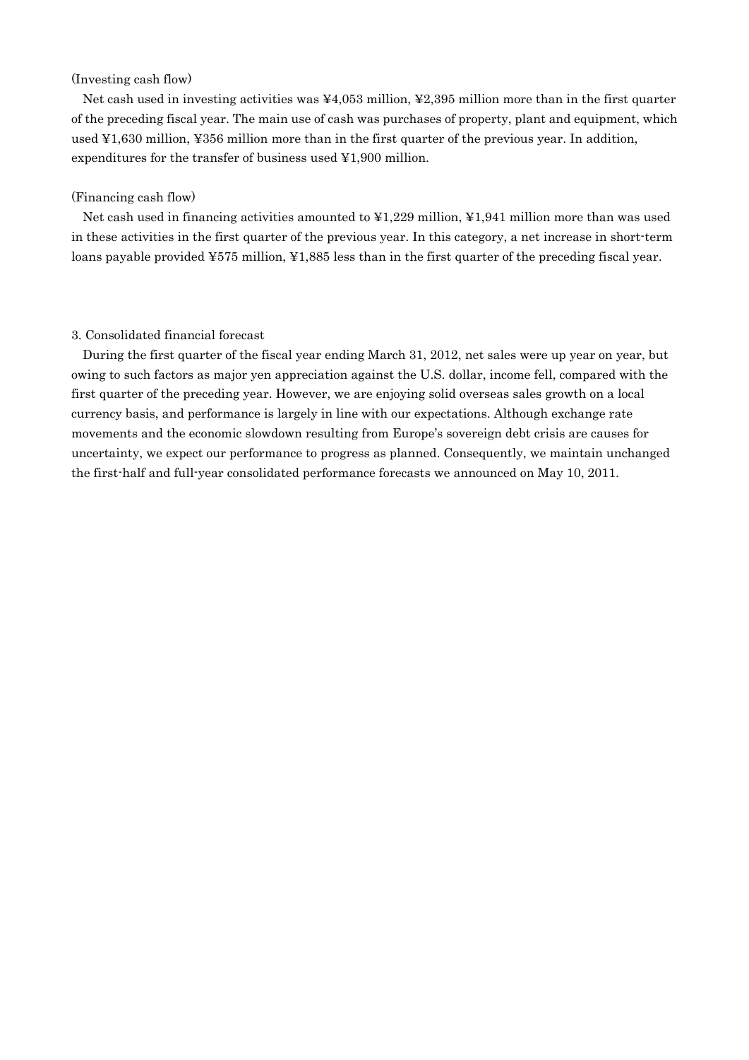(Investing cash flow)

Net cash used in investing activities was ¥4,053 million, ¥2,395 million more than in the first quarter of the preceding fiscal year. The main use of cash was purchases of property, plant and equipment, which used ¥1,630 million, ¥356 million more than in the first quarter of the previous year. In addition, expenditures for the transfer of business used ¥1,900 million.

(Financing cash flow)

Net cash used in financing activities amounted to ¥1,229 million, ¥1,941 million more than was used in these activities in the first quarter of the previous year. In this category, a net increase in short-term loans payable provided ¥575 million, ¥1,885 less than in the first quarter of the preceding fiscal year.

3. Consolidated financial forecast

During the first quarter of the fiscal year ending March 31, 2012, net sales were up year on year, but owing to such factors as major yen appreciation against the U.S. dollar, income fell, compared with the first quarter of the preceding year. However, we are enjoying solid overseas sales growth on a local currency basis, and performance is largely in line with our expectations. Although exchange rate movements and the economic slowdown resulting from Europe's sovereign debt crisis are causes for uncertainty, we expect our performance to progress as planned. Consequently, we maintain unchanged the first-half and full-year consolidated performance forecasts we announced on May 10, 2011.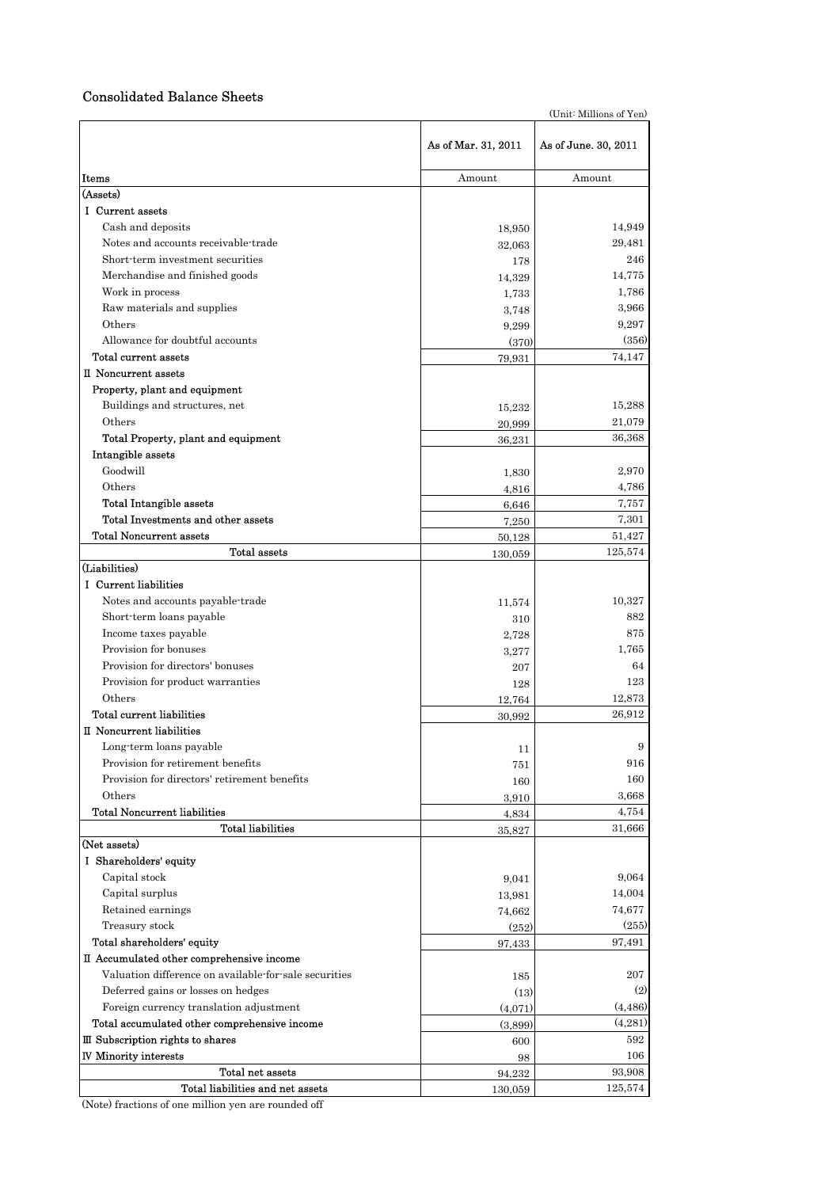## Consolidated Balance Sheets

(Unit: Millions of Yen)

| Items | As of Mar. 31, 2011<br>Amount | As of June. 30, 2011<br>Amount |
|---|---|---|
| (Assets) | | |
| I Current assets | | |
| Cash and deposits | 18,950 | 14,949 |
| Notes and accounts receivable-trade | 32,063 | 29,481 |
| Short-term investment securities | 178 | 246 |
| Merchandise and finished goods | 14,329 | 14,775 |
| Work in process | 1,733 | 1,786 |
| Raw materials and supplies | 3,748 | 3,966 |
| Others | 9,299 | 9,297 |
| Allowance for doubtful accounts | (370) | (356) |
| Total current assets | 79,931 | 74,147 |
| II Noncurrent assets | | |
| Property, plant and equipment | | |
| Buildings and structures, net | 15,232 | 15,288 |
| Others | 20,999 | 21,079 |
| Total Property, plant and equipment | 36,231 | 36,368 |
| Intangible assets | | |
| Goodwill | 1,830 | 2,970 |
| Others | 4,816 | 4,786 |
| Total Intangible assets | 6,646 | 7,757 |
| Total Investments and other assets | 7,250 | 7,301 |
| Total Noncurrent assets | 50,128 | 51,427 |
| Total assets | 130,059 | 125,574 |
| (Liabilities) | | |
| I Current liabilities | | |
| Notes and accounts payable-trade | 11,574 | 10,327 |
| Short-term loans payable | 310 | 882 |
| Income taxes payable | 2,728 | 875 |
| Provision for bonuses | 3,277 | 1,765 |
| Provision for directors' bonuses | 207 | 64 |
| Provision for product warranties | 128 | 123 |
| Others | 12,764 | 12,873 |
| Total current liabilities | 30,992 | 26,912 |
| II Noncurrent liabilities | | |
| Long-term loans payable | 11 | 9 |
| Provision for retirement benefits | 751 | 916 |
| Provision for directors' retirement benefits | 160 | 160 |
| Others | 3,910 | 3,668 |
| Total Noncurrent liabilities | 4,834 | 4,754 |
| Total liabilities | 35,827 | 31,666 |
| (Net assets) | | |
| I Shareholders' equity | | |
| Capital stock | 9,041 | 9,064 |
| Capital surplus | 13,981 | 14,004 |
| Retained earnings | 74,662 | 74,677 |
| Treasury stock | (252) | (255) |
| Total shareholders' equity | 97,433 | 97,491 |
| II Accumulated other comprehensive income | | |
| Valuation difference on available-for-sale securities | 185 | 207 |
| Deferred gains or losses on hedges | (13) | (2) |
| Foreign currency translation adjustment | (4,071) | (4,486) |
| Total accumulated other comprehensive income | (3,899) | (4,281) |
| III Subscription rights to shares | 600 | 592 |
| IV Minority interests | 98 | 106 |
| Total net assets | 94,232 | 93,908 |
| Total liabilities and net assets | 130,059 | 125,574 |

(Note) fractions of one million yen are rounded off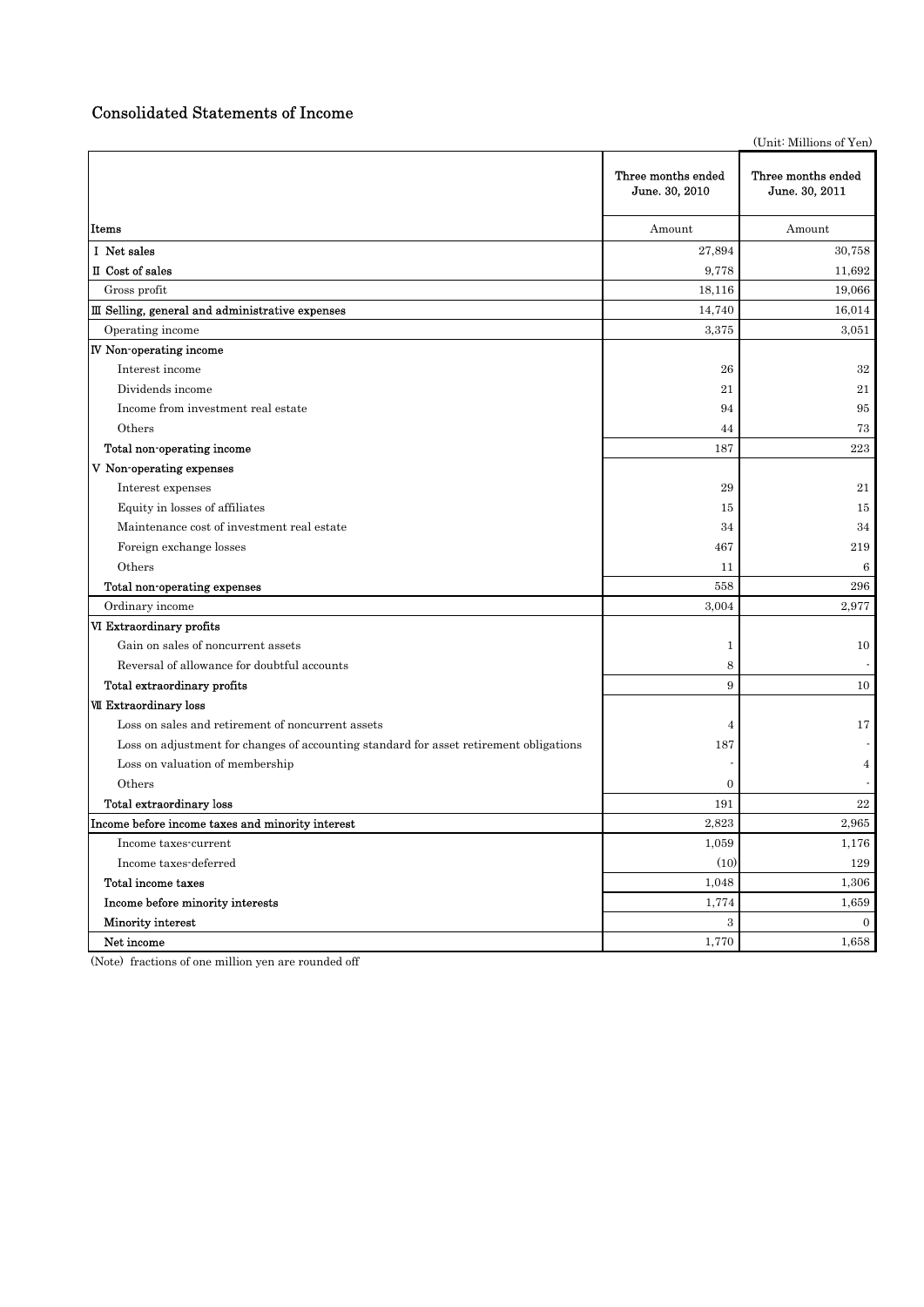## Consolidated Statements of Income

(Unit: Millions of Yen)

| Items | Three months ended June. 30, 2010<br>Amount | Three months ended June. 30, 2011<br>Amount |
|---|---|---|
| Ⅰ Net sales | 27,894 | 30,758 |
| Ⅱ Cost of sales | 9,778 | 11,692 |
| Gross profit | 18,116 | 19,066 |
| Ⅲ Selling, general and administrative expenses | 14,740 | 16,014 |
| Operating income | 3,375 | 3,051 |
| Ⅳ Non-operating income | | |
| Interest income | 26 | 32 |
| Dividends income | 21 | 21 |
| Income from investment real estate | 94 | 95 |
| Others | 44 | 73 |
| Total non-operating income | 187 | 223 |
| Ⅴ Non-operating expenses | | |
| Interest expenses | 29 | 21 |
| Equity in losses of affiliates | 15 | 15 |
| Maintenance cost of investment real estate | 34 | 34 |
| Foreign exchange losses | 467 | 219 |
| Others | 11 | 6 |
| Total non-operating expenses | 558 | 296 |
| Ordinary income | 3,004 | 2,977 |
| Ⅵ Extraordinary profits | | |
| Gain on sales of noncurrent assets | 1 | 10 |
| Reversal of allowance for doubtful accounts | 8 | - |
| Total extraordinary profits | 9 | 10 |
| Ⅶ Extraordinary loss | | |
| Loss on sales and retirement of noncurrent assets | 4 | 17 |
| Loss on adjustment for changes of accounting standard for asset retirement obligations | 187 | - |
| Loss on valuation of membership | - | 4 |
| Others | 0 | - |
| Total extraordinary loss | 191 | 22 |
| Income before income taxes and minority interest | 2,823 | 2,965 |
| Income taxes-current | 1,059 | 1,176 |
| Income taxes-deferred | (10) | 129 |
| Total income taxes | 1,048 | 1,306 |
| Income before minority interests | 1,774 | 1,659 |
| Minority interest | 3 | 0 |
| Net income | 1,770 | 1,658 |

(Note) fractions of one million yen are rounded off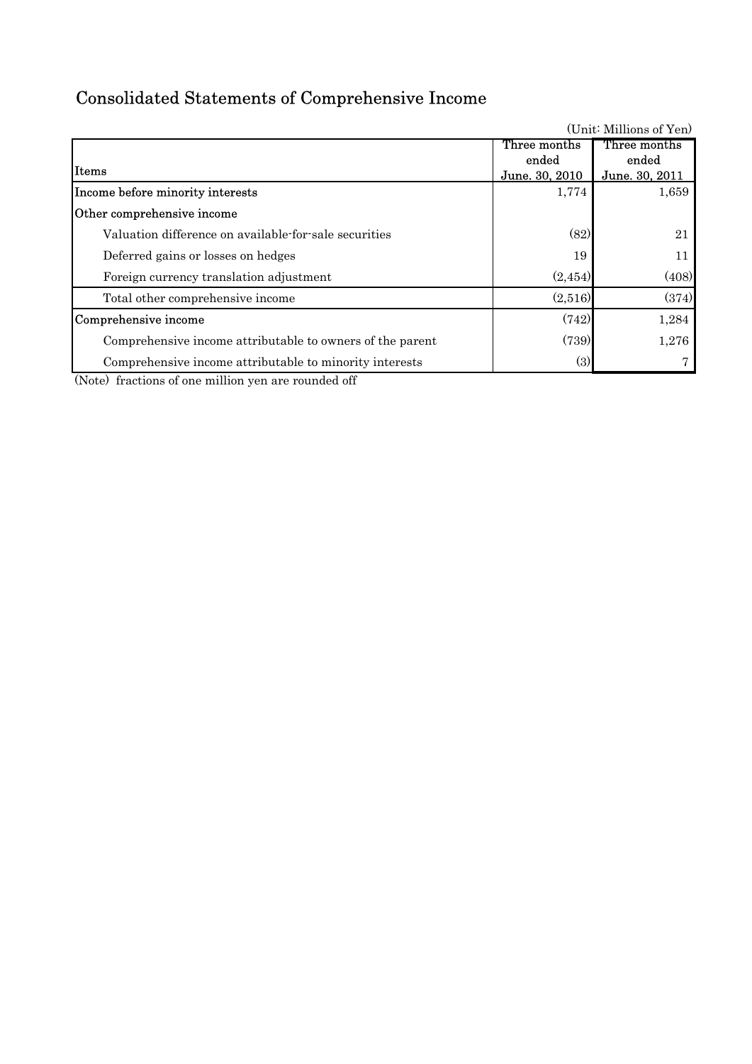# Consolidated Statements of Comprehensive Income

(Unit: Millions of Yen)

| Items | Three months ended June. 30, 2010 | Three months ended June. 30, 2011 |
|---|---|---|
| Income before minority interests | 1,774 | 1,659 |
| Other comprehensive income | | |
| Valuation difference on available-for-sale securities | (82) | 21 |
| Deferred gains or losses on hedges | 19 | 11 |
| Foreign currency translation adjustment | (2,454) | (408) |
| Total other comprehensive income | (2,516) | (374) |
| Comprehensive income | (742) | 1,284 |
| Comprehensive income attributable to owners of the parent | (739) | 1,276 |
| Comprehensive income attributable to minority interests | (3) | 7 |

(Note) fractions of one million yen are rounded off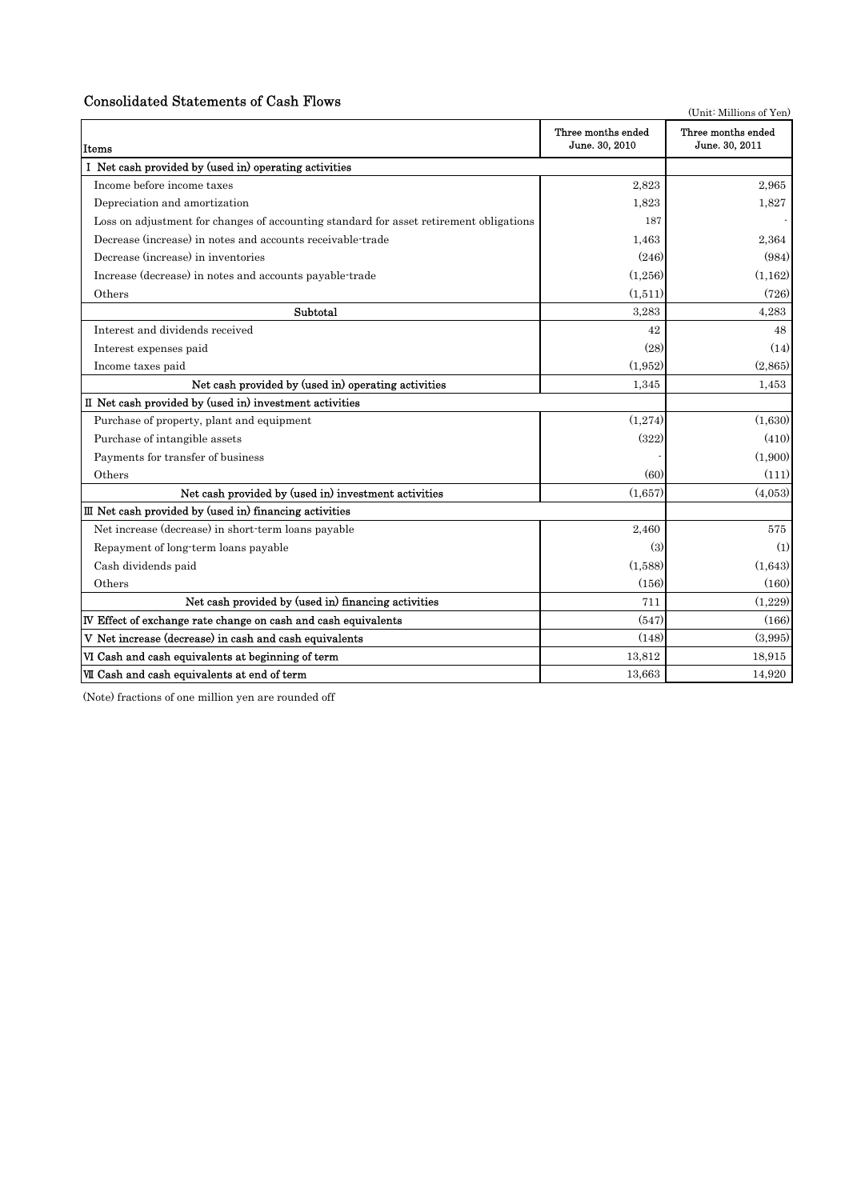## Consolidated Statements of Cash Flows

(Unit: Millions of Yen)

| Items | Three months ended June. 30, 2010 | Three months ended June. 30, 2011 |
|---|---|---|
| I Net cash provided by (used in) operating activities | | |
| Income before income taxes | 2,823 | 2,965 |
| Depreciation and amortization | 1,823 | 1,827 |
| Loss on adjustment for changes of accounting standard for asset retirement obligations | 187 | - |
| Decrease (increase) in notes and accounts receivable-trade | 1,463 | 2,364 |
| Decrease (increase) in inventories | (246) | (984) |
| Increase (decrease) in notes and accounts payable-trade | (1,256) | (1,162) |
| Others | (1,511) | (726) |
| Subtotal | 3,283 | 4,283 |
| Interest and dividends received | 42 | 48 |
| Interest expenses paid | (28) | (14) |
| Income taxes paid | (1,952) | (2,865) |
| Net cash provided by (used in) operating activities | 1,345 | 1,453 |
| II Net cash provided by (used in) investment activities | | |
| Purchase of property, plant and equipment | (1,274) | (1,630) |
| Purchase of intangible assets | (322) | (410) |
| Payments for transfer of business | - | (1,900) |
| Others | (60) | (111) |
| Net cash provided by (used in) investment activities | (1,657) | (4,053) |
| III Net cash provided by (used in) financing activities | | |
| Net increase (decrease) in short-term loans payable | 2,460 | 575 |
| Repayment of long-term loans payable | (3) | (1) |
| Cash dividends paid | (1,588) | (1,643) |
| Others | (156) | (160) |
| Net cash provided by (used in) financing activities | 711 | (1,229) |
| IV Effect of exchange rate change on cash and cash equivalents | (547) | (166) |
| V Net increase (decrease) in cash and cash equivalents | (148) | (3,995) |
| VI Cash and cash equivalents at beginning of term | 13,812 | 18,915 |
| VII Cash and cash equivalents at end of term | 13,663 | 14,920 |

(Note) fractions of one million yen are rounded off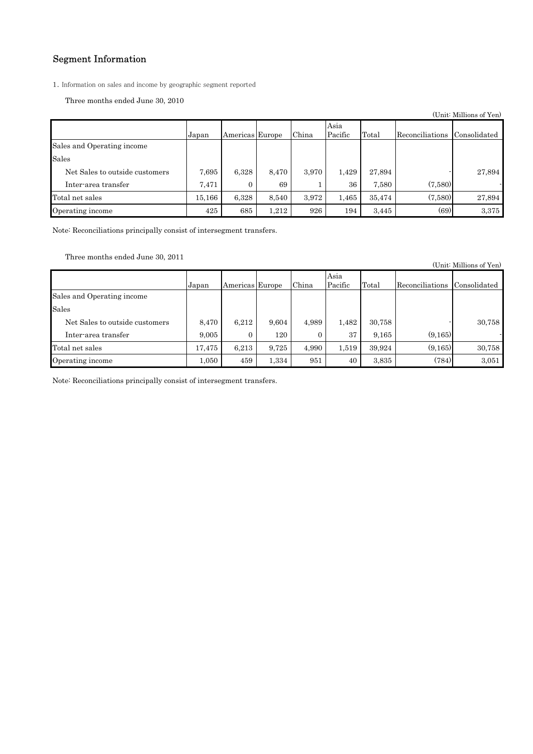# Segment Information

1. Information on sales and income by geographic segment reported

Three months ended June 30, 2010

(Unit: Millions of Yen)

| | Japan | Americas | Europe | China | Asia Pacific | Total | Reconciliations | Consolidated |
|---|---|---|---|---|---|---|---|---|
| Sales and Operating income | | | | | | | | |
| Sales | | | | | | | | |
| Net Sales to outside customers | 7,695 | 6,328 | 8,470 | 3,970 | 1,429 | 27,894 | - | 27,894 |
| Inter-area transfer | 7,471 | 0 | 69 | 1 | 36 | 7,580 | (7,580) | - |
| Total net sales | 15,166 | 6,328 | 8,540 | 3,972 | 1,465 | 35,474 | (7,580) | 27,894 |
| Operating income | 425 | 685 | 1,212 | 926 | 194 | 3,445 | (69) | 3,375 |

Note: Reconciliations principally consist of intersegment transfers.

Three months ended June 30, 2011

(Unit: Millions of Yen)

| | Japan | Americas | Europe | China | Asia Pacific | Total | Reconciliations | Consolidated |
|---|---|---|---|---|---|---|---|---|
| Sales and Operating income | | | | | | | | |
| Sales | | | | | | | | |
| Net Sales to outside customers | 8,470 | 6,212 | 9,604 | 4,989 | 1,482 | 30,758 | - | 30,758 |
| Inter-area transfer | 9,005 | 0 | 120 | 0 | 37 | 9,165 | (9,165) | - |
| Total net sales | 17,475 | 6,213 | 9,725 | 4,990 | 1,519 | 39,924 | (9,165) | 30,758 |
| Operating income | 1,050 | 459 | 1,334 | 951 | 40 | 3,835 | (784) | 3,051 |

Note: Reconciliations principally consist of intersegment transfers.